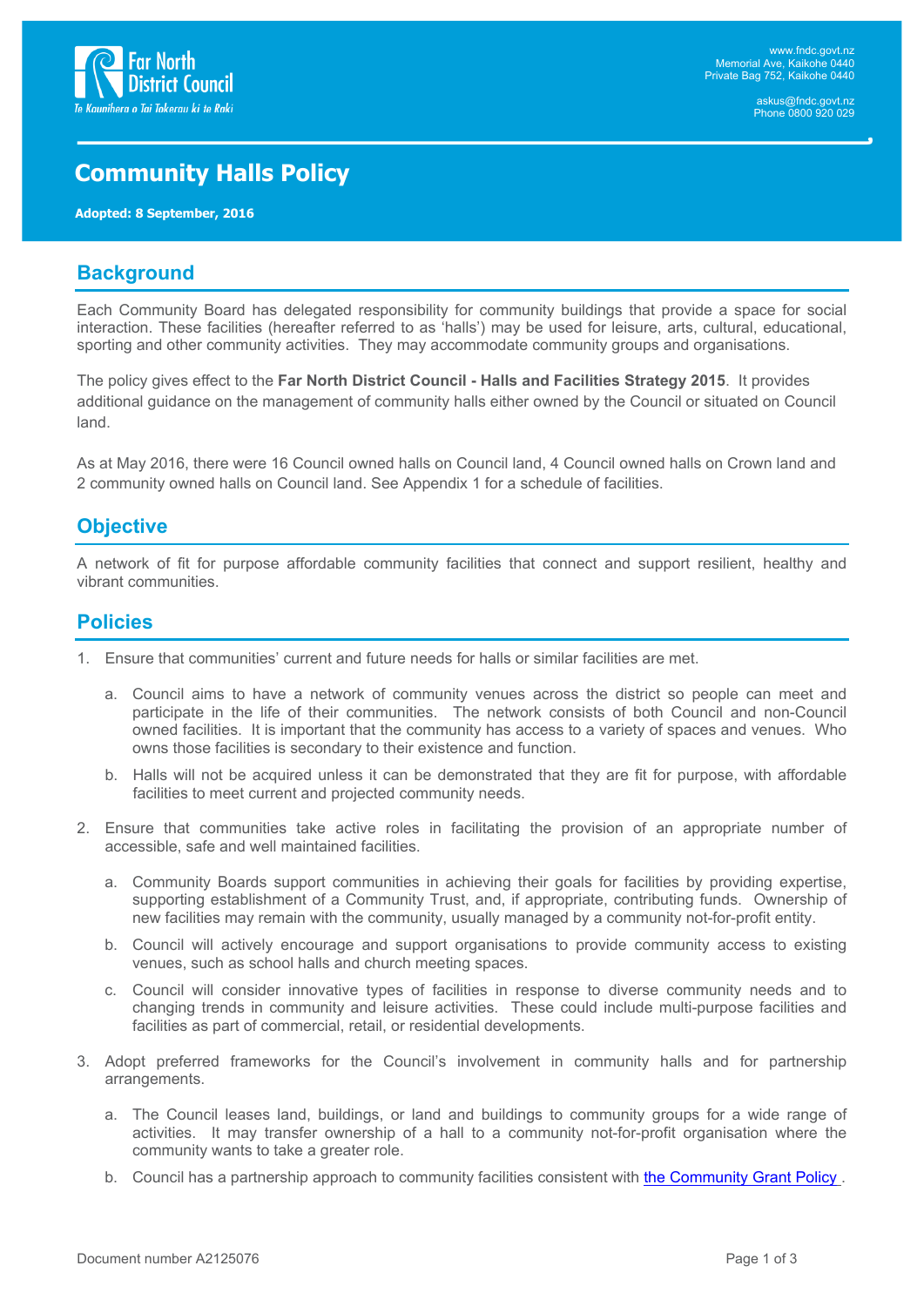Far North District Council
Te Kaunihera o Tai Tokerau ki te Raki

www.fndc.govt.nz
Memorial Ave, Kaikohe 0440
Private Bag 752, Kaikohe 0440

askus@fndc.govt.nz
Phone 0800 920 029

# Community Halls Policy

**Adopted: 8 September, 2016**

## Background

Each Community Board has delegated responsibility for community buildings that provide a space for social interaction. These facilities (hereafter referred to as 'halls') may be used for leisure, arts, cultural, educational, sporting and other community activities. They may accommodate community groups and organisations.

The policy gives effect to the **Far North District Council - Halls and Facilities Strategy 2015**. It provides additional guidance on the management of community halls either owned by the Council or situated on Council land.

As at May 2016, there were 16 Council owned halls on Council land, 4 Council owned halls on Crown land and 2 community owned halls on Council land. See Appendix 1 for a schedule of facilities.

## Objective

A network of fit for purpose affordable community facilities that connect and support resilient, healthy and vibrant communities.

## Policies

1. Ensure that communities' current and future needs for halls or similar facilities are met.

   a. Council aims to have a network of community venues across the district so people can meet and participate in the life of their communities. The network consists of both Council and non-Council owned facilities. It is important that the community has access to a variety of spaces and venues. Who owns those facilities is secondary to their existence and function.

   b. Halls will not be acquired unless it can be demonstrated that they are fit for purpose, with affordable facilities to meet current and projected community needs.

2. Ensure that communities take active roles in facilitating the provision of an appropriate number of accessible, safe and well maintained facilities.

   a. Community Boards support communities in achieving their goals for facilities by providing expertise, supporting establishment of a Community Trust, and, if appropriate, contributing funds. Ownership of new facilities may remain with the community, usually managed by a community not-for-profit entity.

   b. Council will actively encourage and support organisations to provide community access to existing venues, such as school halls and church meeting spaces.

   c. Council will consider innovative types of facilities in response to diverse community needs and to changing trends in community and leisure activities. These could include multi-purpose facilities and facilities as part of commercial, retail, or residential developments.

3. Adopt preferred frameworks for the Council's involvement in community halls and for partnership arrangements.

   a. The Council leases land, buildings, or land and buildings to community groups for a wide range of activities. It may transfer ownership of a hall to a community not-for-profit organisation where the community wants to take a greater role.

   b. Council has a partnership approach to community facilities consistent with the Community Grant Policy .

Document number A2125076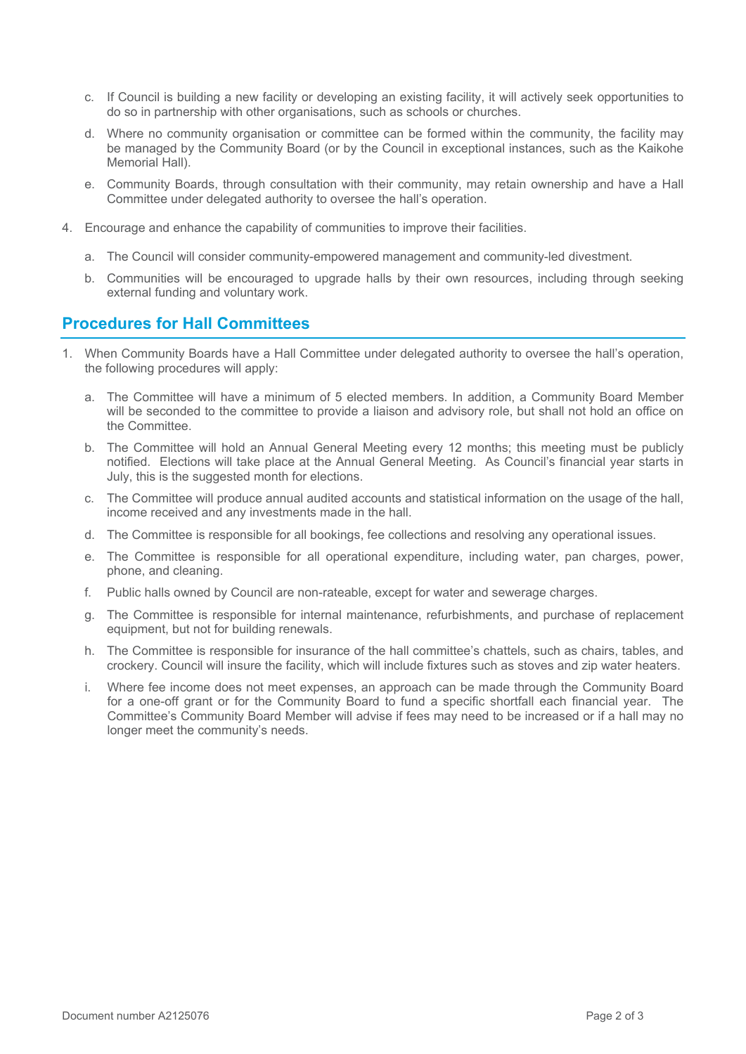c. If Council is building a new facility or developing an existing facility, it will actively seek opportunities to do so in partnership with other organisations, such as schools or churches.

d. Where no community organisation or committee can be formed within the community, the facility may be managed by the Community Board (or by the Council in exceptional instances, such as the Kaikohe Memorial Hall).

e. Community Boards, through consultation with their community, may retain ownership and have a Hall Committee under delegated authority to oversee the hall's operation.

4. Encourage and enhance the capability of communities to improve their facilities.

   a. The Council will consider community-empowered management and community-led divestment.

   b. Communities will be encouraged to upgrade halls by their own resources, including through seeking external funding and voluntary work.

## Procedures for Hall Committees

1. When Community Boards have a Hall Committee under delegated authority to oversee the hall's operation, the following procedures will apply:

   a. The Committee will have a minimum of 5 elected members. In addition, a Community Board Member will be seconded to the committee to provide a liaison and advisory role, but shall not hold an office on the Committee.

   b. The Committee will hold an Annual General Meeting every 12 months; this meeting must be publicly notified. Elections will take place at the Annual General Meeting. As Council's financial year starts in July, this is the suggested month for elections.

   c. The Committee will produce annual audited accounts and statistical information on the usage of the hall, income received and any investments made in the hall.

   d. The Committee is responsible for all bookings, fee collections and resolving any operational issues.

   e. The Committee is responsible for all operational expenditure, including water, pan charges, power, phone, and cleaning.

   f. Public halls owned by Council are non-rateable, except for water and sewerage charges.

   g. The Committee is responsible for internal maintenance, refurbishments, and purchase of replacement equipment, but not for building renewals.

   h. The Committee is responsible for insurance of the hall committee's chattels, such as chairs, tables, and crockery. Council will insure the facility, which will include fixtures such as stoves and zip water heaters.

   i. Where fee income does not meet expenses, an approach can be made through the Community Board for a one-off grant or for the Community Board to fund a specific shortfall each financial year. The Committee's Community Board Member will advise if fees may need to be increased or if a hall may no longer meet the community's needs.

Document number A2125076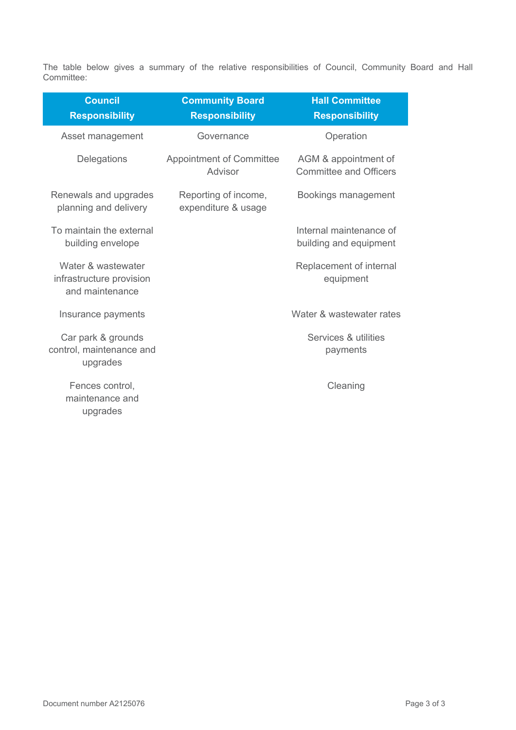The table below gives a summary of the relative responsibilities of Council, Community Board and Hall Committee:

| Council Responsibility | Community Board Responsibility | Hall Committee Responsibility |
| --- | --- | --- |
| Asset management | Governance | Operation |
| Delegations | Appointment of Committee Advisor | AGM & appointment of Committee and Officers |
| Renewals and upgrades planning and delivery | Reporting of income, expenditure & usage | Bookings management |
| To maintain the external building envelope | | Internal maintenance of building and equipment |
| Water & wastewater infrastructure provision and maintenance | | Replacement of internal equipment |
| Insurance payments | | Water & wastewater rates |
| Car park & grounds control, maintenance and upgrades | | Services & utilities payments |
| Fences control, maintenance and upgrades | | Cleaning |

Document number A2125076